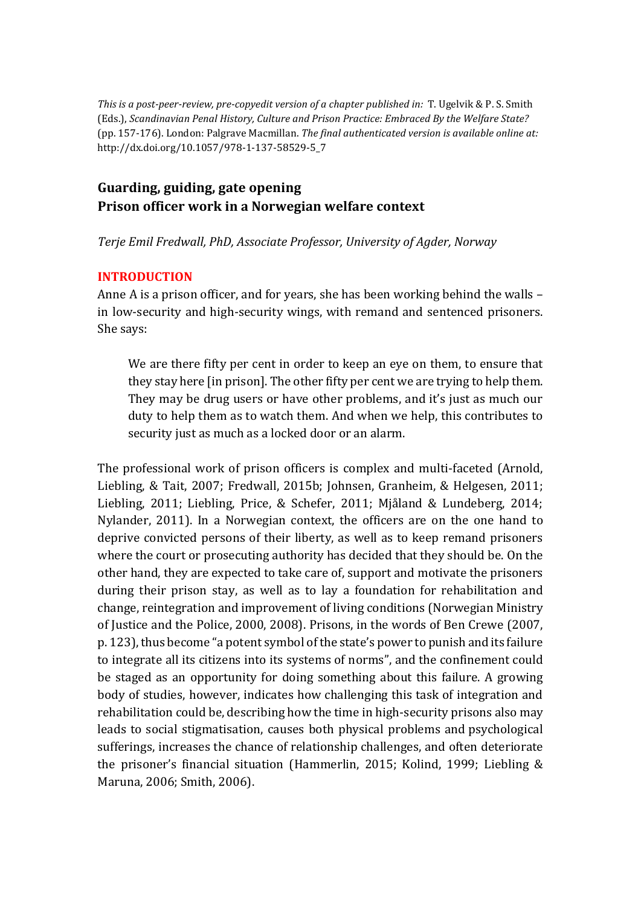*This is a post-peer-review, pre-copyedit version of a chapter published in:* T. Ugelvik & P. S. Smith (Eds.), *Scandinavian Penal History, Culture and Prison Practice: Embraced By the Welfare State?* (pp. 157-176). London: Palgrave Macmillan. *The final authenticated version is available online at:* http://dx.doi.org/10.1057/978-1-137-58529-5_7

# Guarding, guiding, gate opening
# Prison officer work in a Norwegian welfare context

*Terje Emil Fredwall, PhD, Associate Professor, University of Agder, Norway*

## INTRODUCTION

Anne A is a prison officer, and for years, she has been working behind the walls – in low-security and high-security wings, with remand and sentenced prisoners. She says:

> We are there fifty per cent in order to keep an eye on them, to ensure that they stay here [in prison]. The other fifty per cent we are trying to help them. They may be drug users or have other problems, and it's just as much our duty to help them as to watch them. And when we help, this contributes to security just as much as a locked door or an alarm.

The professional work of prison officers is complex and multi-faceted (Arnold, Liebling, & Tait, 2007; Fredwall, 2015b; Johnsen, Granheim, & Helgesen, 2011; Liebling, 2011; Liebling, Price, & Schefer, 2011; Mjåland & Lundeberg, 2014; Nylander, 2011). In a Norwegian context, the officers are on the one hand to deprive convicted persons of their liberty, as well as to keep remand prisoners where the court or prosecuting authority has decided that they should be. On the other hand, they are expected to take care of, support and motivate the prisoners during their prison stay, as well as to lay a foundation for rehabilitation and change, reintegration and improvement of living conditions (Norwegian Ministry of Justice and the Police, 2000, 2008). Prisons, in the words of Ben Crewe (2007, p. 123), thus become "a potent symbol of the state's power to punish and its failure to integrate all its citizens into its systems of norms", and the confinement could be staged as an opportunity for doing something about this failure. A growing body of studies, however, indicates how challenging this task of integration and rehabilitation could be, describing how the time in high-security prisons also may leads to social stigmatisation, causes both physical problems and psychological sufferings, increases the chance of relationship challenges, and often deteriorate the prisoner's financial situation (Hammerlin, 2015; Kolind, 1999; Liebling & Maruna, 2006; Smith, 2006).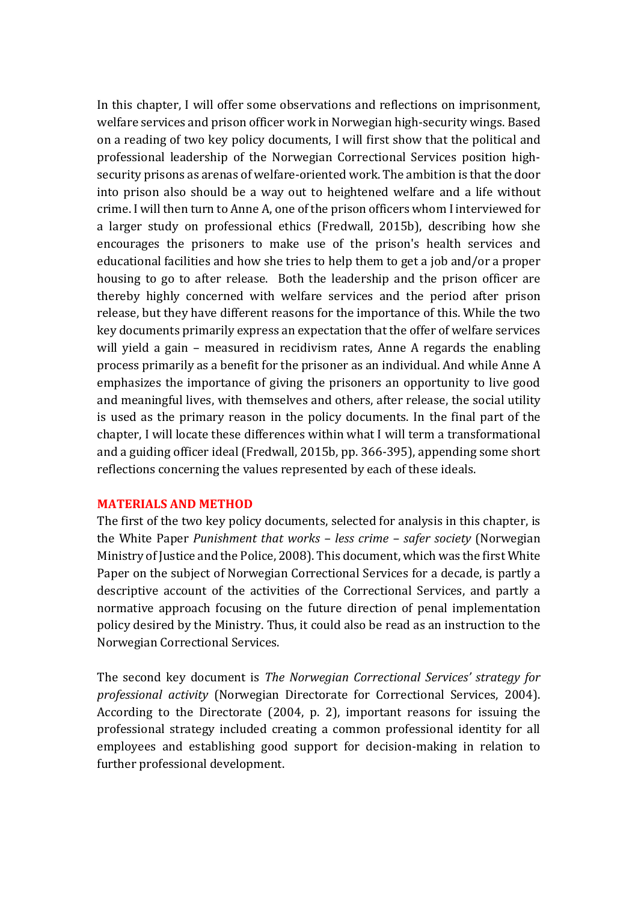In this chapter, I will offer some observations and reflections on imprisonment, welfare services and prison officer work in Norwegian high-security wings. Based on a reading of two key policy documents, I will first show that the political and professional leadership of the Norwegian Correctional Services position high-security prisons as arenas of welfare-oriented work. The ambition is that the door into prison also should be a way out to heightened welfare and a life without crime. I will then turn to Anne A, one of the prison officers whom I interviewed for a larger study on professional ethics (Fredwall, 2015b), describing how she encourages the prisoners to make use of the prison's health services and educational facilities and how she tries to help them to get a job and/or a proper housing to go to after release. Both the leadership and the prison officer are thereby highly concerned with welfare services and the period after prison release, but they have different reasons for the importance of this. While the two key documents primarily express an expectation that the offer of welfare services will yield a gain – measured in recidivism rates, Anne A regards the enabling process primarily as a benefit for the prisoner as an individual. And while Anne A emphasizes the importance of giving the prisoners an opportunity to live good and meaningful lives, with themselves and others, after release, the social utility is used as the primary reason in the policy documents. In the final part of the chapter, I will locate these differences within what I will term a transformational and a guiding officer ideal (Fredwall, 2015b, pp. 366-395), appending some short reflections concerning the values represented by each of these ideals.

## MATERIALS AND METHOD

The first of the two key policy documents, selected for analysis in this chapter, is the White Paper *Punishment that works – less crime – safer society* (Norwegian Ministry of Justice and the Police, 2008). This document, which was the first White Paper on the subject of Norwegian Correctional Services for a decade, is partly a descriptive account of the activities of the Correctional Services, and partly a normative approach focusing on the future direction of penal implementation policy desired by the Ministry. Thus, it could also be read as an instruction to the Norwegian Correctional Services.

The second key document is *The Norwegian Correctional Services' strategy for professional activity* (Norwegian Directorate for Correctional Services, 2004). According to the Directorate (2004, p. 2), important reasons for issuing the professional strategy included creating a common professional identity for all employees and establishing good support for decision-making in relation to further professional development.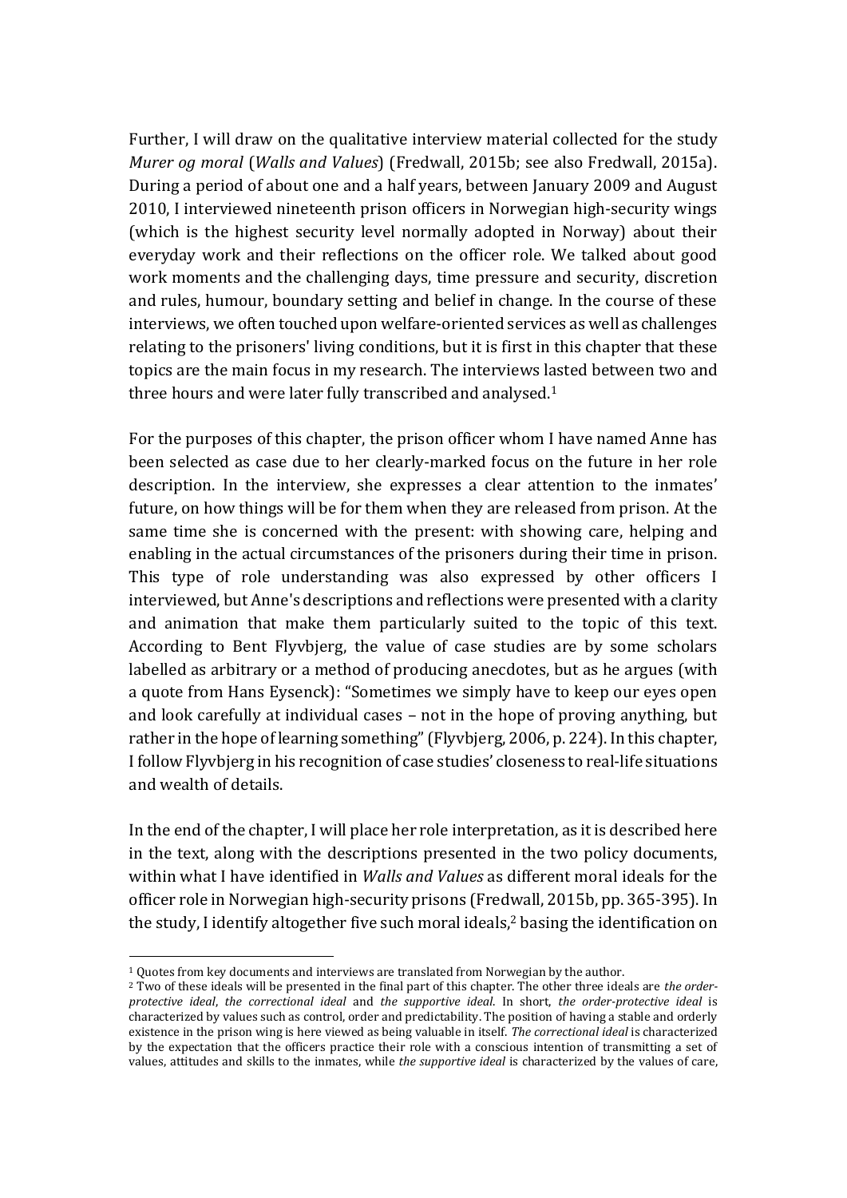Further, I will draw on the qualitative interview material collected for the study *Murer og moral* (*Walls and Values*) (Fredwall, 2015b; see also Fredwall, 2015a). During a period of about one and a half years, between January 2009 and August 2010, I interviewed nineteenth prison officers in Norwegian high-security wings (which is the highest security level normally adopted in Norway) about their everyday work and their reflections on the officer role. We talked about good work moments and the challenging days, time pressure and security, discretion and rules, humour, boundary setting and belief in change. In the course of these interviews, we often touched upon welfare-oriented services as well as challenges relating to the prisoners' living conditions, but it is first in this chapter that these topics are the main focus in my research. The interviews lasted between two and three hours and were later fully transcribed and analysed.[1]

For the purposes of this chapter, the prison officer whom I have named Anne has been selected as case due to her clearly-marked focus on the future in her role description. In the interview, she expresses a clear attention to the inmates' future, on how things will be for them when they are released from prison. At the same time she is concerned with the present: with showing care, helping and enabling in the actual circumstances of the prisoners during their time in prison. This type of role understanding was also expressed by other officers I interviewed, but Anne's descriptions and reflections were presented with a clarity and animation that make them particularly suited to the topic of this text. According to Bent Flyvbjerg, the value of case studies are by some scholars labelled as arbitrary or a method of producing anecdotes, but as he argues (with a quote from Hans Eysenck): "Sometimes we simply have to keep our eyes open and look carefully at individual cases – not in the hope of proving anything, but rather in the hope of learning something" (Flyvbjerg, 2006, p. 224). In this chapter, I follow Flyvbjerg in his recognition of case studies' closeness to real-life situations and wealth of details.

In the end of the chapter, I will place her role interpretation, as it is described here in the text, along with the descriptions presented in the two policy documents, within what I have identified in *Walls and Values* as different moral ideals for the officer role in Norwegian high-security prisons (Fredwall, 2015b, pp. 365-395). In the study, I identify altogether five such moral ideals,[2] basing the identification on

[1] Quotes from key documents and interviews are translated from Norwegian by the author.

[2] Two of these ideals will be presented in the final part of this chapter. The other three ideals are *the order-protective ideal*, *the correctional ideal* and *the supportive ideal*. In short, *the order-protective ideal* is characterized by values such as control, order and predictability. The position of having a stable and orderly existence in the prison wing is here viewed as being valuable in itself. *The correctional ideal* is characterized by the expectation that the officers practice their role with a conscious intention of transmitting a set of values, attitudes and skills to the inmates, while *the supportive ideal* is characterized by the values of care,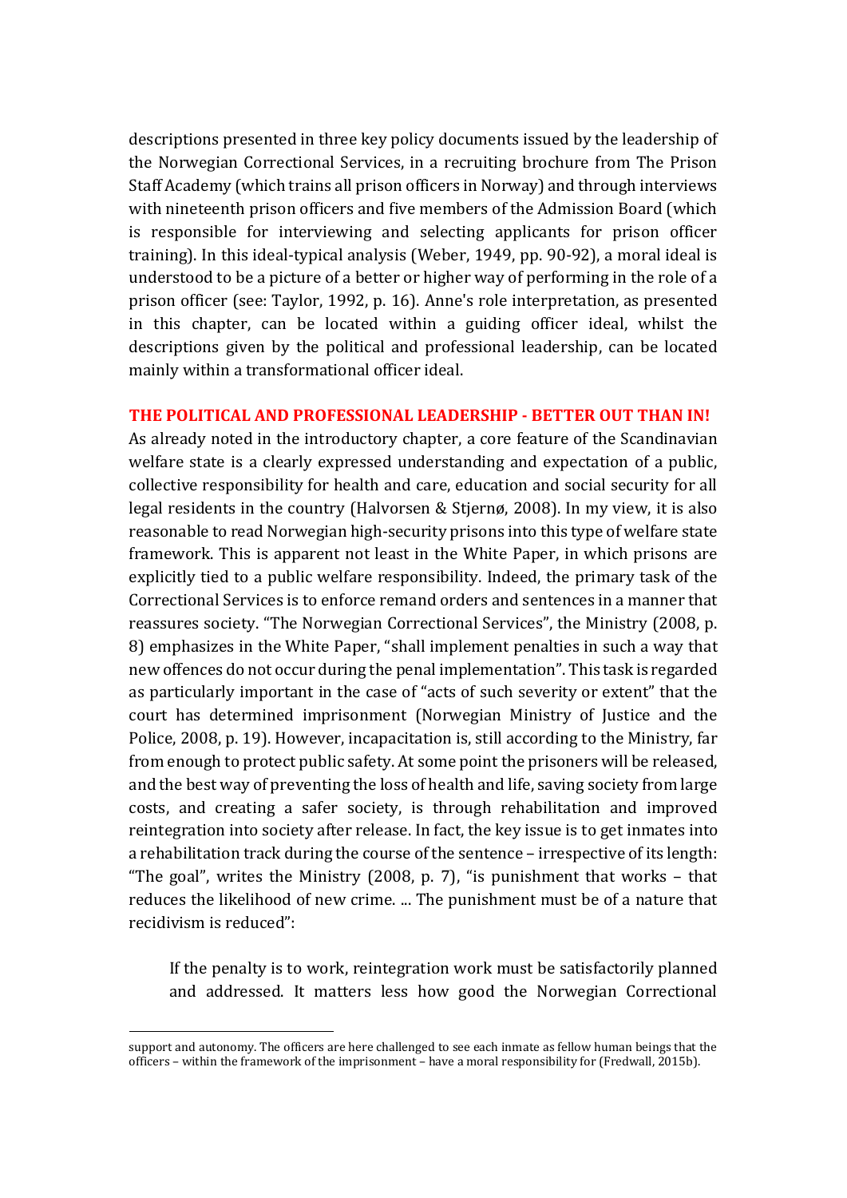descriptions presented in three key policy documents issued by the leadership of the Norwegian Correctional Services, in a recruiting brochure from The Prison Staff Academy (which trains all prison officers in Norway) and through interviews with nineteenth prison officers and five members of the Admission Board (which is responsible for interviewing and selecting applicants for prison officer training). In this ideal-typical analysis (Weber, 1949, pp. 90-92), a moral ideal is understood to be a picture of a better or higher way of performing in the role of a prison officer (see: Taylor, 1992, p. 16). Anne's role interpretation, as presented in this chapter, can be located within a guiding officer ideal, whilst the descriptions given by the political and professional leadership, can be located mainly within a transformational officer ideal.

## THE POLITICAL AND PROFESSIONAL LEADERSHIP - BETTER OUT THAN IN!

As already noted in the introductory chapter, a core feature of the Scandinavian welfare state is a clearly expressed understanding and expectation of a public, collective responsibility for health and care, education and social security for all legal residents in the country (Halvorsen & Stjernø, 2008). In my view, it is also reasonable to read Norwegian high-security prisons into this type of welfare state framework. This is apparent not least in the White Paper, in which prisons are explicitly tied to a public welfare responsibility. Indeed, the primary task of the Correctional Services is to enforce remand orders and sentences in a manner that reassures society. "The Norwegian Correctional Services", the Ministry (2008, p. 8) emphasizes in the White Paper, "shall implement penalties in such a way that new offences do not occur during the penal implementation". This task is regarded as particularly important in the case of "acts of such severity or extent" that the court has determined imprisonment (Norwegian Ministry of Justice and the Police, 2008, p. 19). However, incapacitation is, still according to the Ministry, far from enough to protect public safety. At some point the prisoners will be released, and the best way of preventing the loss of health and life, saving society from large costs, and creating a safer society, is through rehabilitation and improved reintegration into society after release. In fact, the key issue is to get inmates into a rehabilitation track during the course of the sentence – irrespective of its length: "The goal", writes the Ministry (2008, p. 7), "is punishment that works – that reduces the likelihood of new crime. ... The punishment must be of a nature that recidivism is reduced":

> If the penalty is to work, reintegration work must be satisfactorily planned and addressed. It matters less how good the Norwegian Correctional

support and autonomy. The officers are here challenged to see each inmate as fellow human beings that the officers – within the framework of the imprisonment – have a moral responsibility for (Fredwall, 2015b).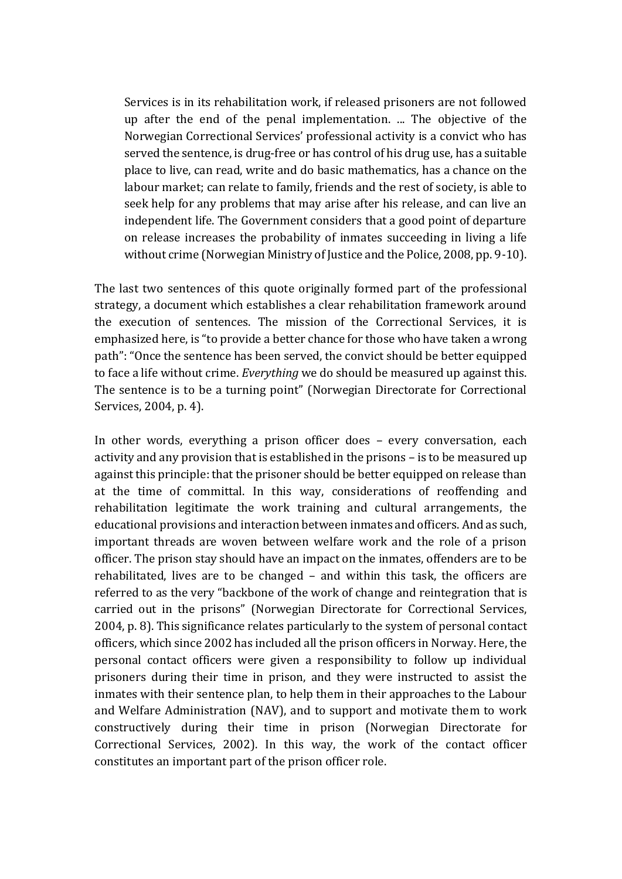> Services is in its rehabilitation work, if released prisoners are not followed up after the end of the penal implementation. ... The objective of the Norwegian Correctional Services' professional activity is a convict who has served the sentence, is drug-free or has control of his drug use, has a suitable place to live, can read, write and do basic mathematics, has a chance on the labour market; can relate to family, friends and the rest of society, is able to seek help for any problems that may arise after his release, and can live an independent life. The Government considers that a good point of departure on release increases the probability of inmates succeeding in living a life without crime (Norwegian Ministry of Justice and the Police, 2008, pp. 9-10).

The last two sentences of this quote originally formed part of the professional strategy, a document which establishes a clear rehabilitation framework around the execution of sentences. The mission of the Correctional Services, it is emphasized here, is "to provide a better chance for those who have taken a wrong path": "Once the sentence has been served, the convict should be better equipped to face a life without crime. *Everything* we do should be measured up against this. The sentence is to be a turning point" (Norwegian Directorate for Correctional Services, 2004, p. 4).

In other words, everything a prison officer does – every conversation, each activity and any provision that is established in the prisons – is to be measured up against this principle: that the prisoner should be better equipped on release than at the time of committal. In this way, considerations of reoffending and rehabilitation legitimate the work training and cultural arrangements, the educational provisions and interaction between inmates and officers. And as such, important threads are woven between welfare work and the role of a prison officer. The prison stay should have an impact on the inmates, offenders are to be rehabilitated, lives are to be changed – and within this task, the officers are referred to as the very "backbone of the work of change and reintegration that is carried out in the prisons" (Norwegian Directorate for Correctional Services, 2004, p. 8). This significance relates particularly to the system of personal contact officers, which since 2002 has included all the prison officers in Norway. Here, the personal contact officers were given a responsibility to follow up individual prisoners during their time in prison, and they were instructed to assist the inmates with their sentence plan, to help them in their approaches to the Labour and Welfare Administration (NAV), and to support and motivate them to work constructively during their time in prison (Norwegian Directorate for Correctional Services, 2002). In this way, the work of the contact officer constitutes an important part of the prison officer role.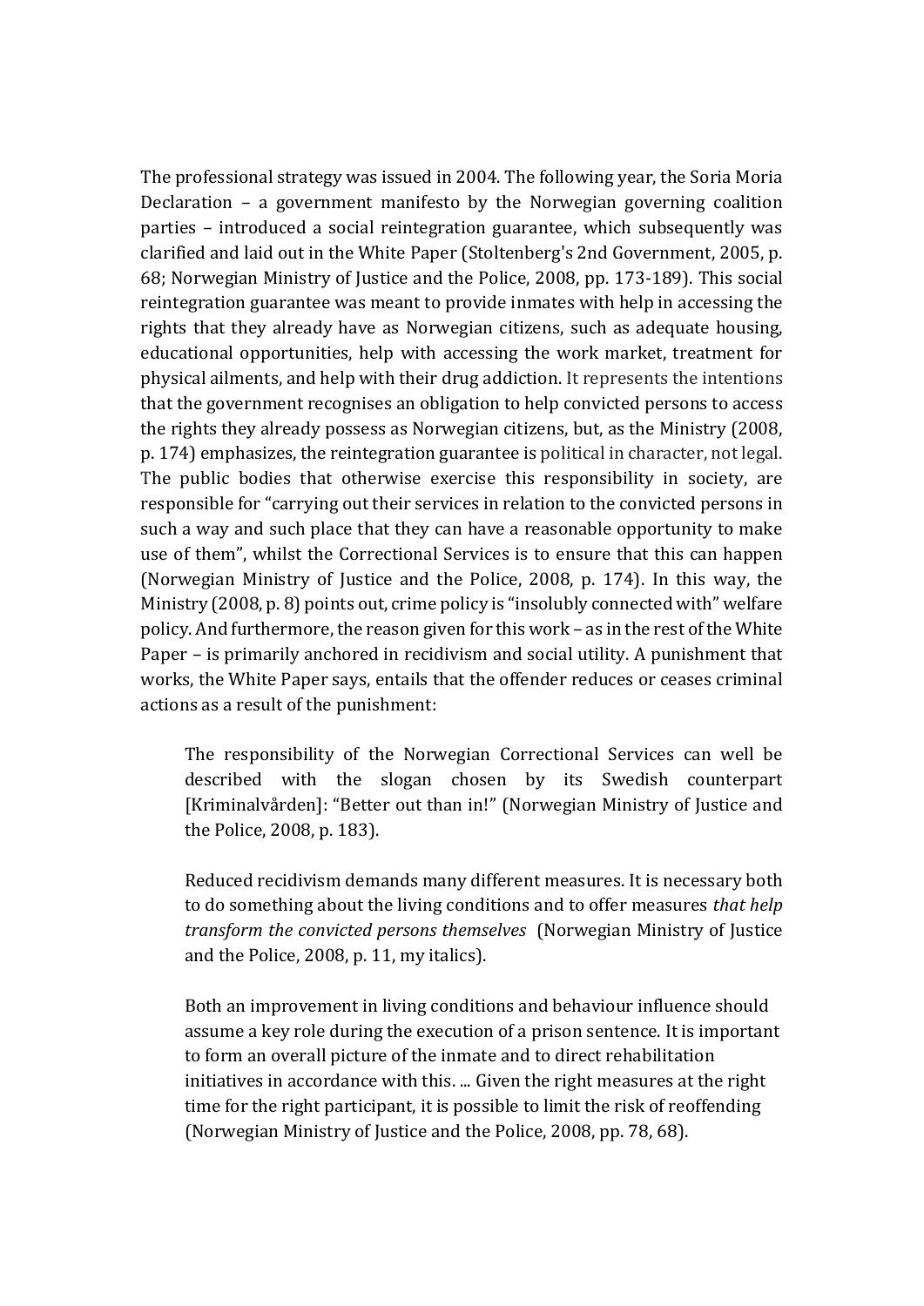The professional strategy was issued in 2004. The following year, the Soria Moria Declaration – a government manifesto by the Norwegian governing coalition parties – introduced a social reintegration guarantee, which subsequently was clarified and laid out in the White Paper (Stoltenberg's 2nd Government, 2005, p. 68; Norwegian Ministry of Justice and the Police, 2008, pp. 173-189). This social reintegration guarantee was meant to provide inmates with help in accessing the rights that they already have as Norwegian citizens, such as adequate housing, educational opportunities, help with accessing the work market, treatment for physical ailments, and help with their drug addiction. It represents the intentions that the government recognises an obligation to help convicted persons to access the rights they already possess as Norwegian citizens, but, as the Ministry (2008, p. 174) emphasizes, the reintegration guarantee is political in character, not legal. The public bodies that otherwise exercise this responsibility in society, are responsible for "carrying out their services in relation to the convicted persons in such a way and such place that they can have a reasonable opportunity to make use of them", whilst the Correctional Services is to ensure that this can happen (Norwegian Ministry of Justice and the Police, 2008, p. 174). In this way, the Ministry (2008, p. 8) points out, crime policy is "insolubly connected with" welfare policy. And furthermore, the reason given for this work – as in the rest of the White Paper – is primarily anchored in recidivism and social utility. A punishment that works, the White Paper says, entails that the offender reduces or ceases criminal actions as a result of the punishment:

> The responsibility of the Norwegian Correctional Services can well be described with the slogan chosen by its Swedish counterpart [Kriminalvården]: "Better out than in!" (Norwegian Ministry of Justice and the Police, 2008, p. 183).
>
> Reduced recidivism demands many different measures. It is necessary both to do something about the living conditions and to offer measures *that help transform the convicted persons themselves* (Norwegian Ministry of Justice and the Police, 2008, p. 11, my italics).
>
> Both an improvement in living conditions and behaviour influence should assume a key role during the execution of a prison sentence. It is important to form an overall picture of the inmate and to direct rehabilitation initiatives in accordance with this. ... Given the right measures at the right time for the right participant, it is possible to limit the risk of reoffending (Norwegian Ministry of Justice and the Police, 2008, pp. 78, 68).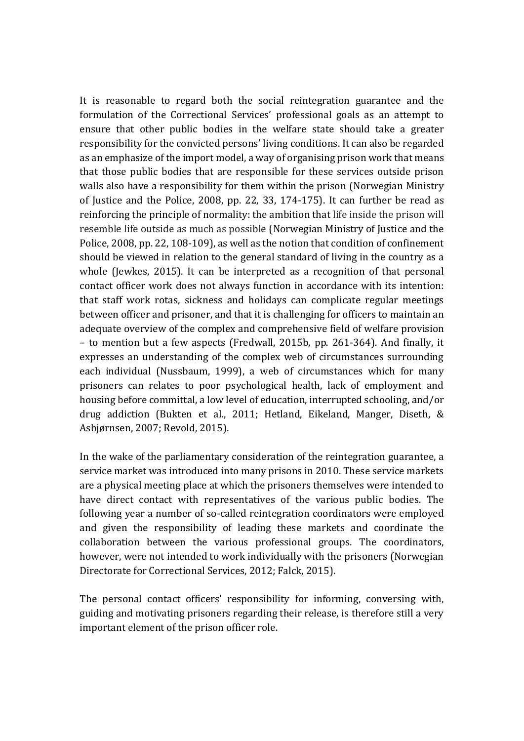It is reasonable to regard both the social reintegration guarantee and the formulation of the Correctional Services' professional goals as an attempt to ensure that other public bodies in the welfare state should take a greater responsibility for the convicted persons' living conditions. It can also be regarded as an emphasize of the import model, a way of organising prison work that means that those public bodies that are responsible for these services outside prison walls also have a responsibility for them within the prison (Norwegian Ministry of Justice and the Police, 2008, pp. 22, 33, 174-175). It can further be read as reinforcing the principle of normality: the ambition that life inside the prison will resemble life outside as much as possible (Norwegian Ministry of Justice and the Police, 2008, pp. 22, 108-109), as well as the notion that condition of confinement should be viewed in relation to the general standard of living in the country as a whole (Jewkes, 2015). It can be interpreted as a recognition of that personal contact officer work does not always function in accordance with its intention: that staff work rotas, sickness and holidays can complicate regular meetings between officer and prisoner, and that it is challenging for officers to maintain an adequate overview of the complex and comprehensive field of welfare provision – to mention but a few aspects (Fredwall, 2015b, pp. 261-364). And finally, it expresses an understanding of the complex web of circumstances surrounding each individual (Nussbaum, 1999), a web of circumstances which for many prisoners can relates to poor psychological health, lack of employment and housing before committal, a low level of education, interrupted schooling, and/or drug addiction (Bukten et al., 2011; Hetland, Eikeland, Manger, Diseth, & Asbjørnsen, 2007; Revold, 2015).

In the wake of the parliamentary consideration of the reintegration guarantee, a service market was introduced into many prisons in 2010. These service markets are a physical meeting place at which the prisoners themselves were intended to have direct contact with representatives of the various public bodies. The following year a number of so-called reintegration coordinators were employed and given the responsibility of leading these markets and coordinate the collaboration between the various professional groups. The coordinators, however, were not intended to work individually with the prisoners (Norwegian Directorate for Correctional Services, 2012; Falck, 2015).

The personal contact officers' responsibility for informing, conversing with, guiding and motivating prisoners regarding their release, is therefore still a very important element of the prison officer role.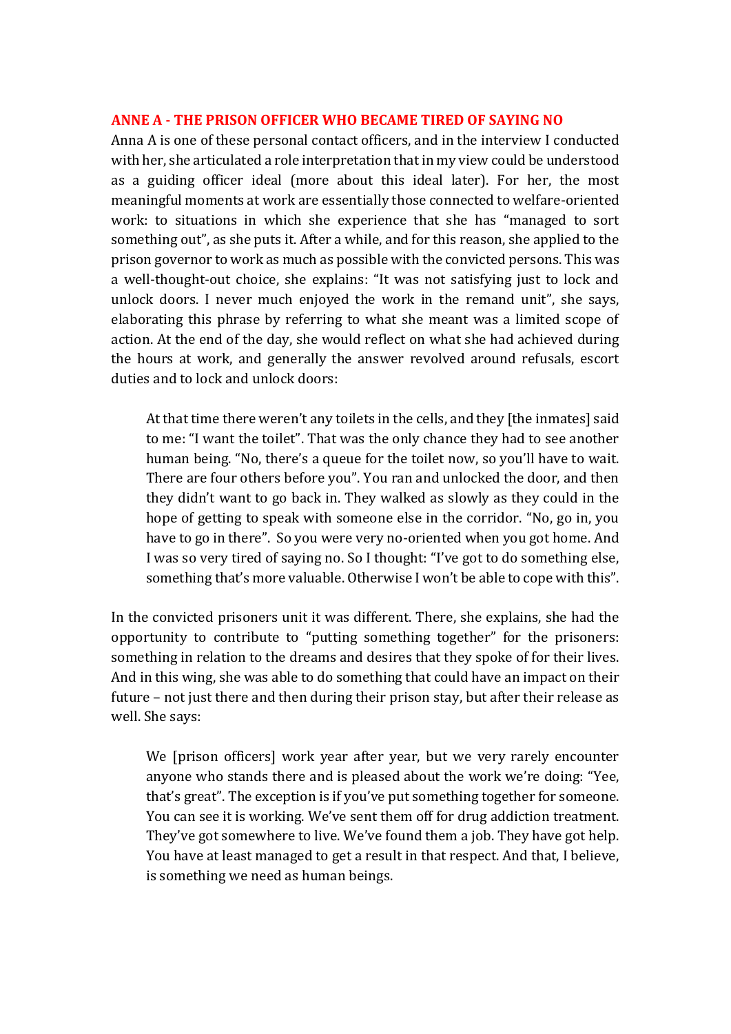## ANNE A - THE PRISON OFFICER WHO BECAME TIRED OF SAYING NO

Anna A is one of these personal contact officers, and in the interview I conducted with her, she articulated a role interpretation that in my view could be understood as a guiding officer ideal (more about this ideal later). For her, the most meaningful moments at work are essentially those connected to welfare-oriented work: to situations in which she experience that she has "managed to sort something out", as she puts it. After a while, and for this reason, she applied to the prison governor to work as much as possible with the convicted persons. This was a well-thought-out choice, she explains: "It was not satisfying just to lock and unlock doors. I never much enjoyed the work in the remand unit", she says, elaborating this phrase by referring to what she meant was a limited scope of action. At the end of the day, she would reflect on what she had achieved during the hours at work, and generally the answer revolved around refusals, escort duties and to lock and unlock doors:

> At that time there weren't any toilets in the cells, and they [the inmates] said to me: "I want the toilet". That was the only chance they had to see another human being. "No, there's a queue for the toilet now, so you'll have to wait. There are four others before you". You ran and unlocked the door, and then they didn't want to go back in. They walked as slowly as they could in the hope of getting to speak with someone else in the corridor. "No, go in, you have to go in there". So you were very no-oriented when you got home. And I was so very tired of saying no. So I thought: "I've got to do something else, something that's more valuable. Otherwise I won't be able to cope with this".

In the convicted prisoners unit it was different. There, she explains, she had the opportunity to contribute to "putting something together" for the prisoners: something in relation to the dreams and desires that they spoke of for their lives. And in this wing, she was able to do something that could have an impact on their future – not just there and then during their prison stay, but after their release as well. She says:

> We [prison officers] work year after year, but we very rarely encounter anyone who stands there and is pleased about the work we're doing: "Yee, that's great". The exception is if you've put something together for someone. You can see it is working. We've sent them off for drug addiction treatment. They've got somewhere to live. We've found them a job. They have got help. You have at least managed to get a result in that respect. And that, I believe, is something we need as human beings.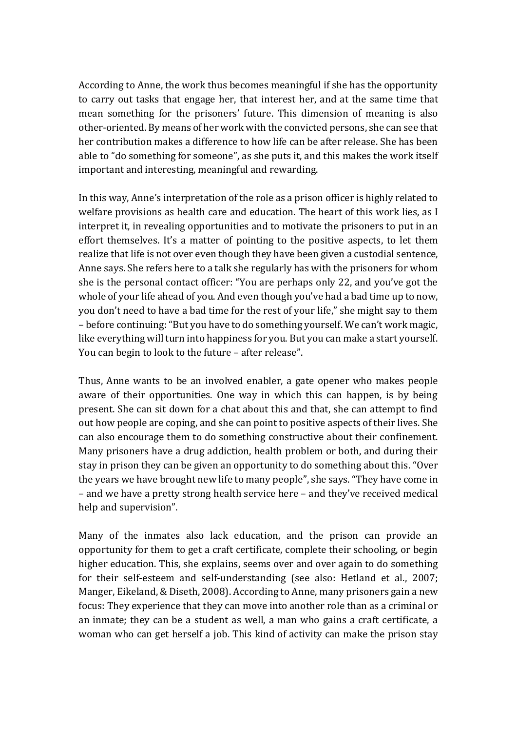According to Anne, the work thus becomes meaningful if she has the opportunity to carry out tasks that engage her, that interest her, and at the same time that mean something for the prisoners' future. This dimension of meaning is also other-oriented. By means of her work with the convicted persons, she can see that her contribution makes a difference to how life can be after release. She has been able to "do something for someone", as she puts it, and this makes the work itself important and interesting, meaningful and rewarding.

In this way, Anne's interpretation of the role as a prison officer is highly related to welfare provisions as health care and education. The heart of this work lies, as I interpret it, in revealing opportunities and to motivate the prisoners to put in an effort themselves. It's a matter of pointing to the positive aspects, to let them realize that life is not over even though they have been given a custodial sentence, Anne says. She refers here to a talk she regularly has with the prisoners for whom she is the personal contact officer: "You are perhaps only 22, and you've got the whole of your life ahead of you. And even though you've had a bad time up to now, you don't need to have a bad time for the rest of your life," she might say to them – before continuing: "But you have to do something yourself. We can't work magic, like everything will turn into happiness for you. But you can make a start yourself. You can begin to look to the future – after release".

Thus, Anne wants to be an involved enabler, a gate opener who makes people aware of their opportunities. One way in which this can happen, is by being present. She can sit down for a chat about this and that, she can attempt to find out how people are coping, and she can point to positive aspects of their lives. She can also encourage them to do something constructive about their confinement. Many prisoners have a drug addiction, health problem or both, and during their stay in prison they can be given an opportunity to do something about this. "Over the years we have brought new life to many people", she says. "They have come in – and we have a pretty strong health service here – and they've received medical help and supervision".

Many of the inmates also lack education, and the prison can provide an opportunity for them to get a craft certificate, complete their schooling, or begin higher education. This, she explains, seems over and over again to do something for their self-esteem and self-understanding (see also: Hetland et al., 2007; Manger, Eikeland, & Diseth, 2008). According to Anne, many prisoners gain a new focus: They experience that they can move into another role than as a criminal or an inmate; they can be a student as well, a man who gains a craft certificate, a woman who can get herself a job. This kind of activity can make the prison stay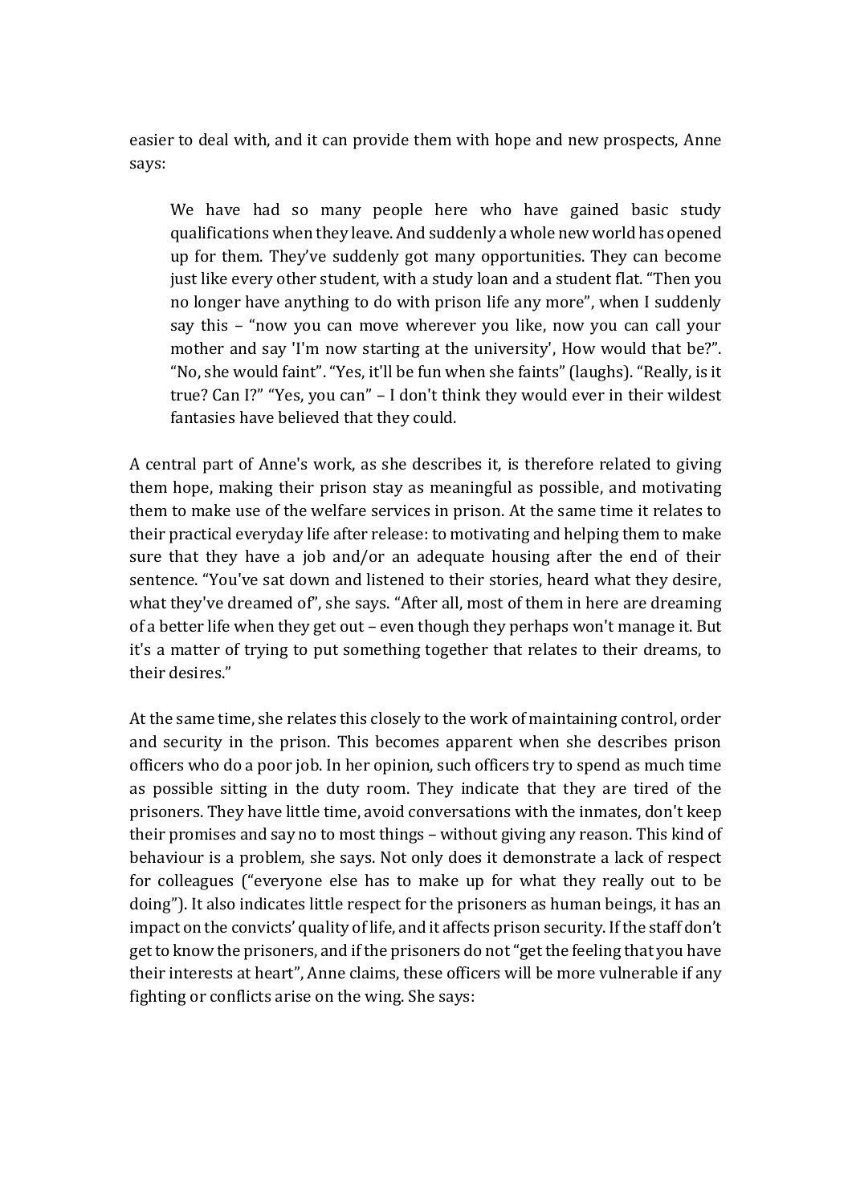easier to deal with, and it can provide them with hope and new prospects, Anne says:

> We have had so many people here who have gained basic study qualifications when they leave. And suddenly a whole new world has opened up for them. They've suddenly got many opportunities. They can become just like every other student, with a study loan and a student flat. "Then you no longer have anything to do with prison life any more", when I suddenly say this – "now you can move wherever you like, now you can call your mother and say 'I'm now starting at the university', How would that be?". "No, she would faint". "Yes, it'll be fun when she faints" (laughs). "Really, is it true? Can I?" "Yes, you can" – I don't think they would ever in their wildest fantasies have believed that they could.

A central part of Anne's work, as she describes it, is therefore related to giving them hope, making their prison stay as meaningful as possible, and motivating them to make use of the welfare services in prison. At the same time it relates to their practical everyday life after release: to motivating and helping them to make sure that they have a job and/or an adequate housing after the end of their sentence. "You've sat down and listened to their stories, heard what they desire, what they've dreamed of", she says. "After all, most of them in here are dreaming of a better life when they get out – even though they perhaps won't manage it. But it's a matter of trying to put something together that relates to their dreams, to their desires."

At the same time, she relates this closely to the work of maintaining control, order and security in the prison. This becomes apparent when she describes prison officers who do a poor job. In her opinion, such officers try to spend as much time as possible sitting in the duty room. They indicate that they are tired of the prisoners. They have little time, avoid conversations with the inmates, don't keep their promises and say no to most things – without giving any reason. This kind of behaviour is a problem, she says. Not only does it demonstrate a lack of respect for colleagues ("everyone else has to make up for what they really out to be doing"). It also indicates little respect for the prisoners as human beings, it has an impact on the convicts' quality of life, and it affects prison security. If the staff don't get to know the prisoners, and if the prisoners do not "get the feeling that you have their interests at heart", Anne claims, these officers will be more vulnerable if any fighting or conflicts arise on the wing. She says: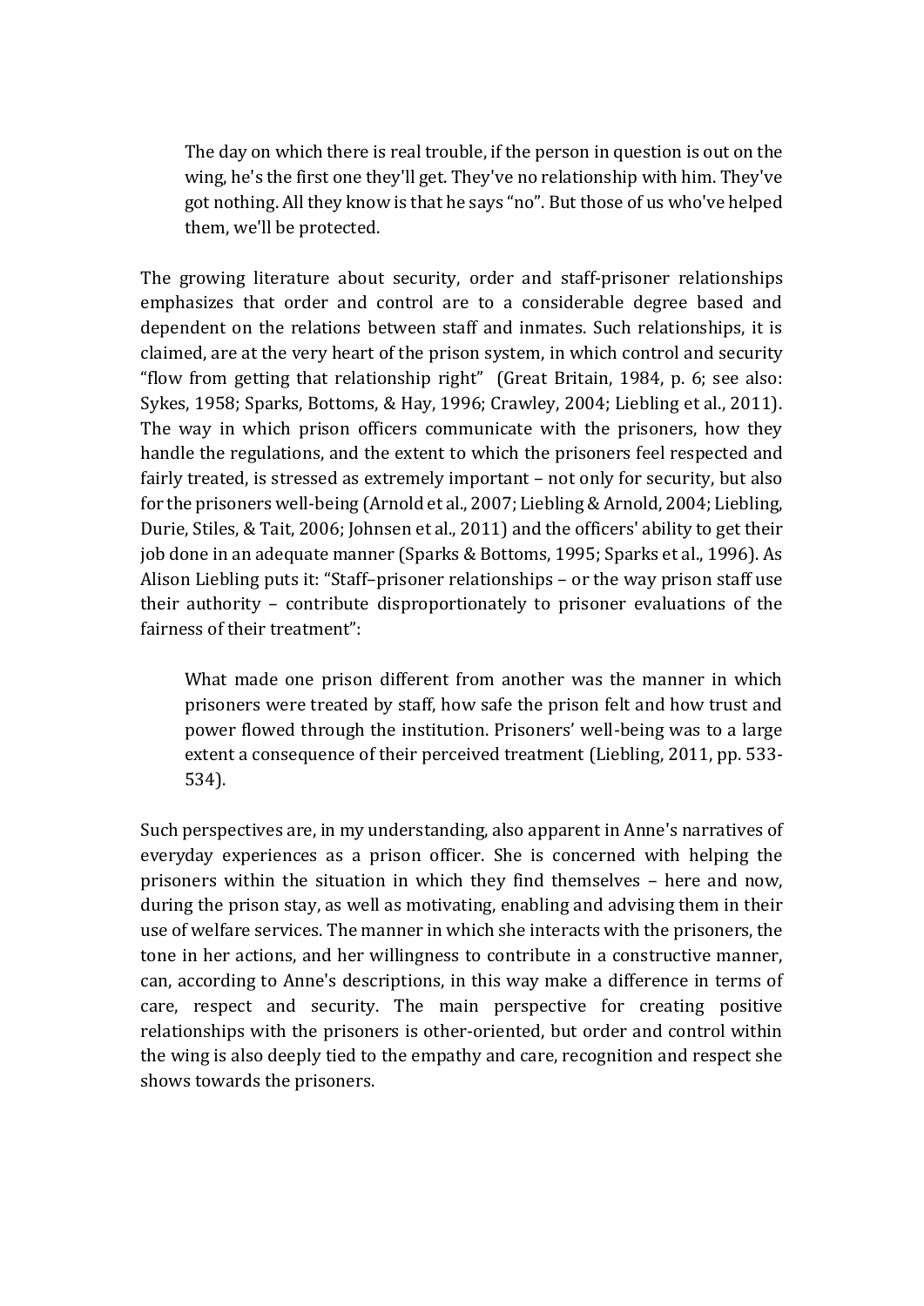> The day on which there is real trouble, if the person in question is out on the wing, he's the first one they'll get. They've no relationship with him. They've got nothing. All they know is that he says "no". But those of us who've helped them, we'll be protected.

The growing literature about security, order and staff-prisoner relationships emphasizes that order and control are to a considerable degree based and dependent on the relations between staff and inmates. Such relationships, it is claimed, are at the very heart of the prison system, in which control and security "flow from getting that relationship right" (Great Britain, 1984, p. 6; see also: Sykes, 1958; Sparks, Bottoms, & Hay, 1996; Crawley, 2004; Liebling et al., 2011). The way in which prison officers communicate with the prisoners, how they handle the regulations, and the extent to which the prisoners feel respected and fairly treated, is stressed as extremely important – not only for security, but also for the prisoners well-being (Arnold et al., 2007; Liebling & Arnold, 2004; Liebling, Durie, Stiles, & Tait, 2006; Johnsen et al., 2011) and the officers' ability to get their job done in an adequate manner (Sparks & Bottoms, 1995; Sparks et al., 1996). As Alison Liebling puts it: "Staff–prisoner relationships – or the way prison staff use their authority – contribute disproportionately to prisoner evaluations of the fairness of their treatment":

> What made one prison different from another was the manner in which prisoners were treated by staff, how safe the prison felt and how trust and power flowed through the institution. Prisoners' well-being was to a large extent a consequence of their perceived treatment (Liebling, 2011, pp. 533-534).

Such perspectives are, in my understanding, also apparent in Anne's narratives of everyday experiences as a prison officer. She is concerned with helping the prisoners within the situation in which they find themselves – here and now, during the prison stay, as well as motivating, enabling and advising them in their use of welfare services. The manner in which she interacts with the prisoners, the tone in her actions, and her willingness to contribute in a constructive manner, can, according to Anne's descriptions, in this way make a difference in terms of care, respect and security. The main perspective for creating positive relationships with the prisoners is other-oriented, but order and control within the wing is also deeply tied to the empathy and care, recognition and respect she shows towards the prisoners.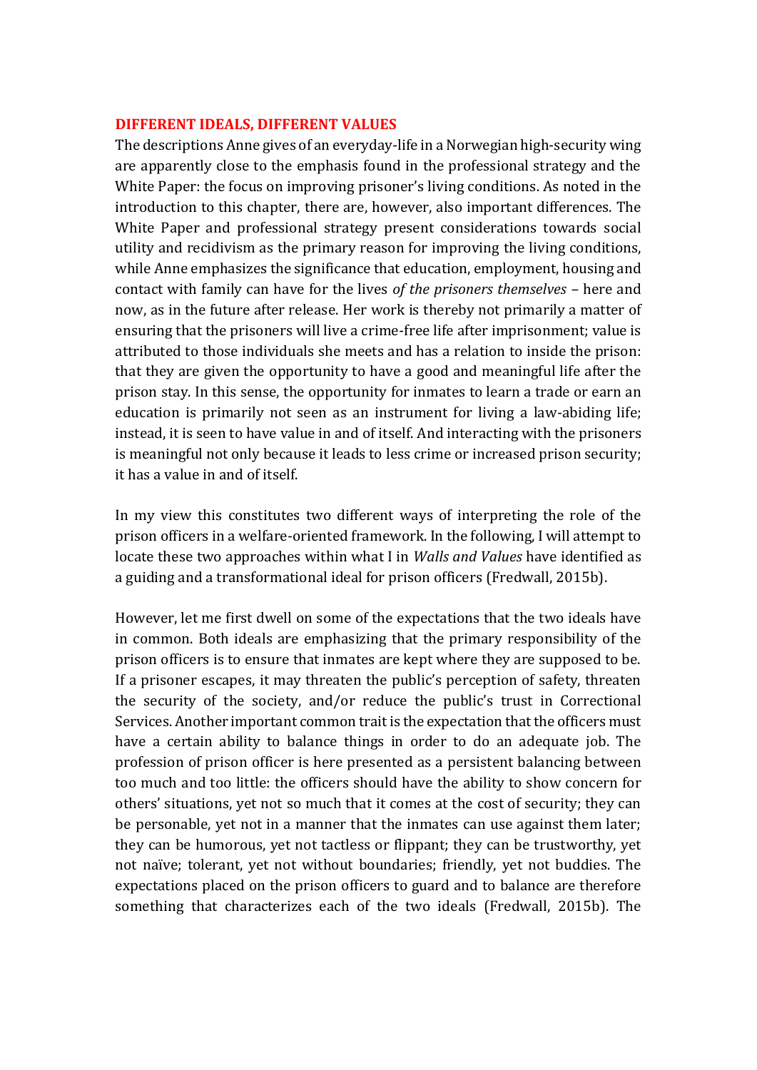## DIFFERENT IDEALS, DIFFERENT VALUES

The descriptions Anne gives of an everyday-life in a Norwegian high-security wing are apparently close to the emphasis found in the professional strategy and the White Paper: the focus on improving prisoner's living conditions. As noted in the introduction to this chapter, there are, however, also important differences. The White Paper and professional strategy present considerations towards social utility and recidivism as the primary reason for improving the living conditions, while Anne emphasizes the significance that education, employment, housing and contact with family can have for the lives *of the prisoners themselves* – here and now, as in the future after release. Her work is thereby not primarily a matter of ensuring that the prisoners will live a crime-free life after imprisonment; value is attributed to those individuals she meets and has a relation to inside the prison: that they are given the opportunity to have a good and meaningful life after the prison stay. In this sense, the opportunity for inmates to learn a trade or earn an education is primarily not seen as an instrument for living a law-abiding life; instead, it is seen to have value in and of itself. And interacting with the prisoners is meaningful not only because it leads to less crime or increased prison security; it has a value in and of itself.

In my view this constitutes two different ways of interpreting the role of the prison officers in a welfare-oriented framework. In the following, I will attempt to locate these two approaches within what I in *Walls and Values* have identified as a guiding and a transformational ideal for prison officers (Fredwall, 2015b).

However, let me first dwell on some of the expectations that the two ideals have in common. Both ideals are emphasizing that the primary responsibility of the prison officers is to ensure that inmates are kept where they are supposed to be. If a prisoner escapes, it may threaten the public's perception of safety, threaten the security of the society, and/or reduce the public's trust in Correctional Services. Another important common trait is the expectation that the officers must have a certain ability to balance things in order to do an adequate job. The profession of prison officer is here presented as a persistent balancing between too much and too little: the officers should have the ability to show concern for others' situations, yet not so much that it comes at the cost of security; they can be personable, yet not in a manner that the inmates can use against them later; they can be humorous, yet not tactless or flippant; they can be trustworthy, yet not naïve; tolerant, yet not without boundaries; friendly, yet not buddies. The expectations placed on the prison officers to guard and to balance are therefore something that characterizes each of the two ideals (Fredwall, 2015b). The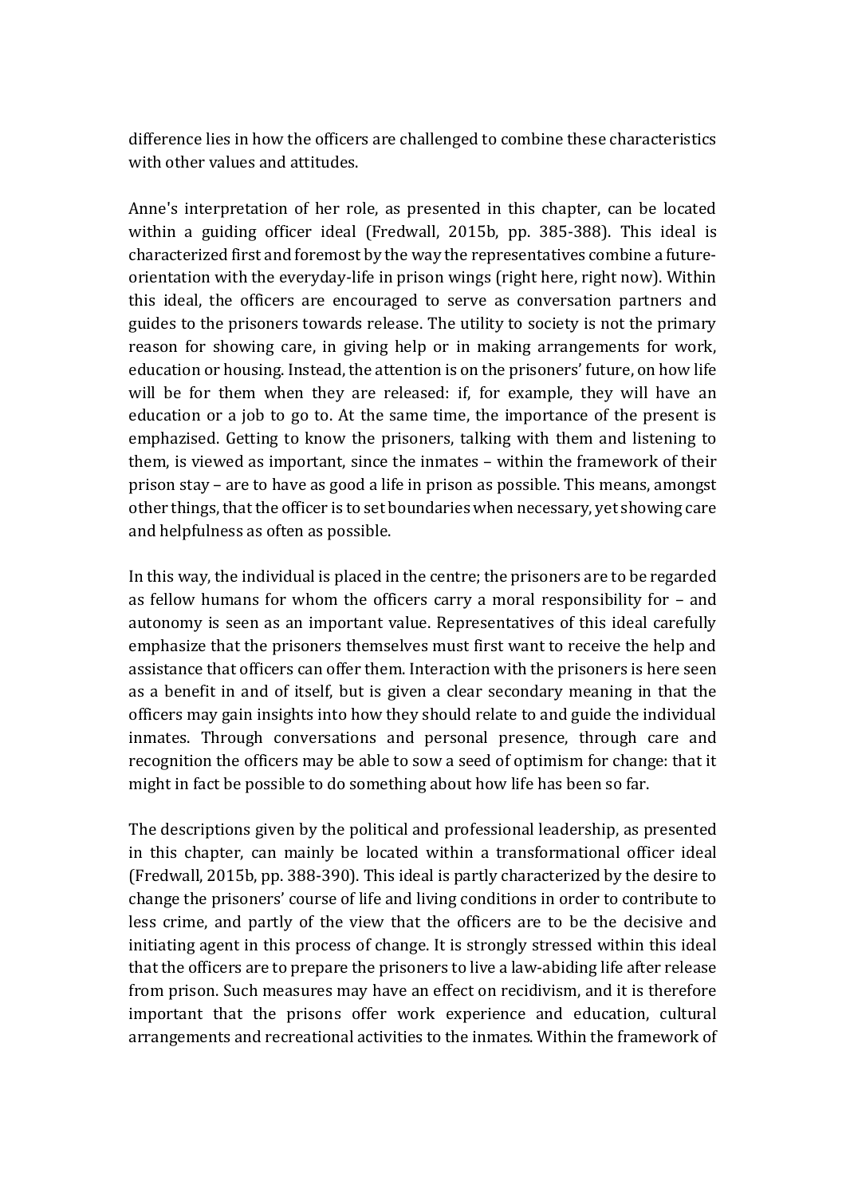difference lies in how the officers are challenged to combine these characteristics with other values and attitudes.

Anne's interpretation of her role, as presented in this chapter, can be located within a guiding officer ideal (Fredwall, 2015b, pp. 385-388). This ideal is characterized first and foremost by the way the representatives combine a future-orientation with the everyday-life in prison wings (right here, right now). Within this ideal, the officers are encouraged to serve as conversation partners and guides to the prisoners towards release. The utility to society is not the primary reason for showing care, in giving help or in making arrangements for work, education or housing. Instead, the attention is on the prisoners' future, on how life will be for them when they are released: if, for example, they will have an education or a job to go to. At the same time, the importance of the present is emphazised. Getting to know the prisoners, talking with them and listening to them, is viewed as important, since the inmates – within the framework of their prison stay – are to have as good a life in prison as possible. This means, amongst other things, that the officer is to set boundaries when necessary, yet showing care and helpfulness as often as possible.

In this way, the individual is placed in the centre; the prisoners are to be regarded as fellow humans for whom the officers carry a moral responsibility for – and autonomy is seen as an important value. Representatives of this ideal carefully emphasize that the prisoners themselves must first want to receive the help and assistance that officers can offer them. Interaction with the prisoners is here seen as a benefit in and of itself, but is given a clear secondary meaning in that the officers may gain insights into how they should relate to and guide the individual inmates. Through conversations and personal presence, through care and recognition the officers may be able to sow a seed of optimism for change: that it might in fact be possible to do something about how life has been so far.

The descriptions given by the political and professional leadership, as presented in this chapter, can mainly be located within a transformational officer ideal (Fredwall, 2015b, pp. 388-390). This ideal is partly characterized by the desire to change the prisoners' course of life and living conditions in order to contribute to less crime, and partly of the view that the officers are to be the decisive and initiating agent in this process of change. It is strongly stressed within this ideal that the officers are to prepare the prisoners to live a law-abiding life after release from prison. Such measures may have an effect on recidivism, and it is therefore important that the prisons offer work experience and education, cultural arrangements and recreational activities to the inmates. Within the framework of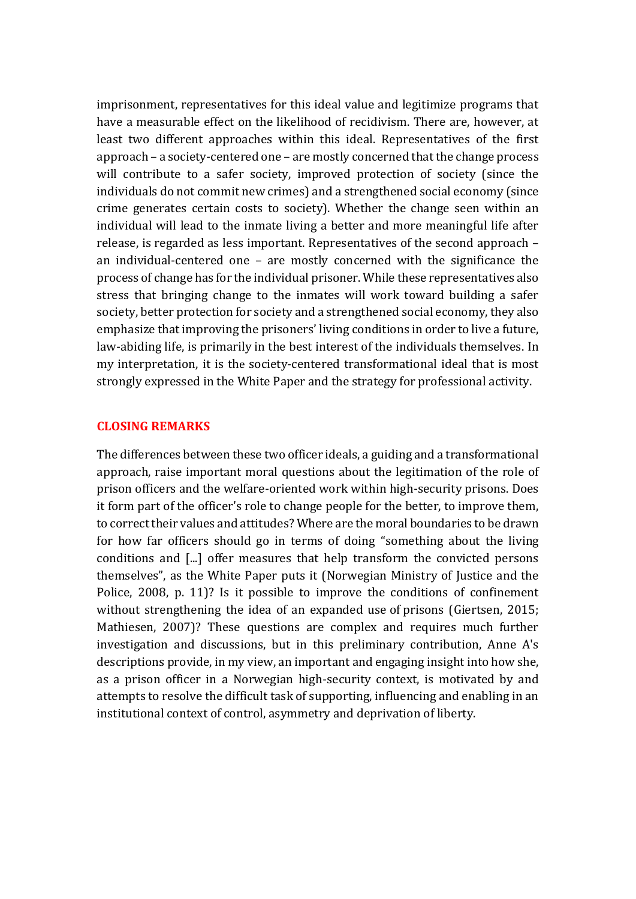imprisonment, representatives for this ideal value and legitimize programs that have a measurable effect on the likelihood of recidivism. There are, however, at least two different approaches within this ideal. Representatives of the first approach – a society-centered one – are mostly concerned that the change process will contribute to a safer society, improved protection of society (since the individuals do not commit new crimes) and a strengthened social economy (since crime generates certain costs to society). Whether the change seen within an individual will lead to the inmate living a better and more meaningful life after release, is regarded as less important. Representatives of the second approach – an individual-centered one – are mostly concerned with the significance the process of change has for the individual prisoner. While these representatives also stress that bringing change to the inmates will work toward building a safer society, better protection for society and a strengthened social economy, they also emphasize that improving the prisoners' living conditions in order to live a future, law-abiding life, is primarily in the best interest of the individuals themselves. In my interpretation, it is the society-centered transformational ideal that is most strongly expressed in the White Paper and the strategy for professional activity.

## CLOSING REMARKS

The differences between these two officer ideals, a guiding and a transformational approach, raise important moral questions about the legitimation of the role of prison officers and the welfare-oriented work within high-security prisons. Does it form part of the officer's role to change people for the better, to improve them, to correct their values and attitudes? Where are the moral boundaries to be drawn for how far officers should go in terms of doing "something about the living conditions and [...] offer measures that help transform the convicted persons themselves", as the White Paper puts it (Norwegian Ministry of Justice and the Police, 2008, p. 11)? Is it possible to improve the conditions of confinement without strengthening the idea of an expanded use of prisons (Giertsen, 2015; Mathiesen, 2007)? These questions are complex and requires much further investigation and discussions, but in this preliminary contribution, Anne A's descriptions provide, in my view, an important and engaging insight into how she, as a prison officer in a Norwegian high-security context, is motivated by and attempts to resolve the difficult task of supporting, influencing and enabling in an institutional context of control, asymmetry and deprivation of liberty.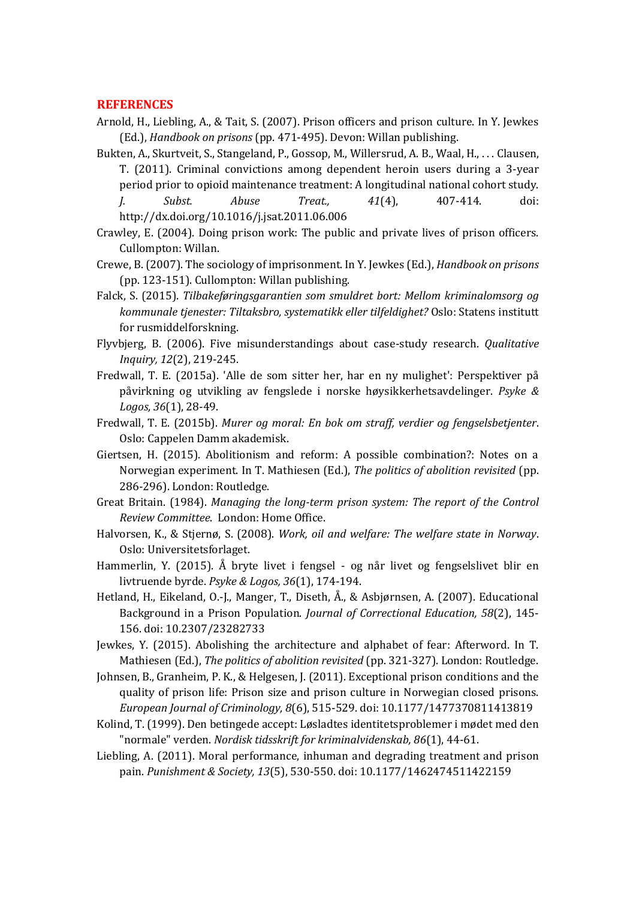## REFERENCES

Arnold, H., Liebling, A., & Tait, S. (2007). Prison officers and prison culture. In Y. Jewkes (Ed.), *Handbook on prisons* (pp. 471-495). Devon: Willan publishing.

Bukten, A., Skurtveit, S., Stangeland, P., Gossop, M., Willersrud, A. B., Waal, H., . . . Clausen, T. (2011). Criminal convictions among dependent heroin users during a 3-year period prior to opioid maintenance treatment: A longitudinal national cohort study. *J. Subst. Abuse Treat., 41*(4), 407-414. doi: http://dx.doi.org/10.1016/j.jsat.2011.06.006

Crawley, E. (2004). Doing prison work: The public and private lives of prison officers. Cullompton: Willan.

Crewe, B. (2007). The sociology of imprisonment. In Y. Jewkes (Ed.), *Handbook on prisons* (pp. 123-151). Cullompton: Willan publishing.

Falck, S. (2015). *Tilbakeføringsgarantien som smuldret bort: Mellom kriminalomsorg og kommunale tjenester: Tiltaksbro, systematikk eller tilfeldighet?* Oslo: Statens institutt for rusmiddelforskning.

Flyvbjerg, B. (2006). Five misunderstandings about case-study research. *Qualitative Inquiry, 12*(2), 219-245.

Fredwall, T. E. (2015a). 'Alle de som sitter her, har en ny mulighet': Perspektiver på påvirkning og utvikling av fengslede i norske høysikkerhetsavdelinger. *Psyke & Logos, 36*(1), 28-49.

Fredwall, T. E. (2015b). *Murer og moral: En bok om straff, verdier og fengselsbetjenter*. Oslo: Cappelen Damm akademisk.

Giertsen, H. (2015). Abolitionism and reform: A possible combination?: Notes on a Norwegian experiment. In T. Mathiesen (Ed.), *The politics of abolition revisited* (pp. 286-296). London: Routledge.

Great Britain. (1984). *Managing the long-term prison system: The report of the Control Review Committee*. London: Home Office.

Halvorsen, K., & Stjernø, S. (2008). *Work, oil and welfare: The welfare state in Norway*. Oslo: Universitetsforlaget.

Hammerlin, Y. (2015). Å bryte livet i fengsel - og når livet og fengselslivet blir en livtruende byrde. *Psyke & Logos, 36*(1), 174-194.

Hetland, H., Eikeland, O.-J., Manger, T., Diseth, Å., & Asbjørnsen, A. (2007). Educational Background in a Prison Population. *Journal of Correctional Education, 58*(2), 145-156. doi: 10.2307/23282733

Jewkes, Y. (2015). Abolishing the architecture and alphabet of fear: Afterword. In T. Mathiesen (Ed.), *The politics of abolition revisited* (pp. 321-327). London: Routledge.

Johnsen, B., Granheim, P. K., & Helgesen, J. (2011). Exceptional prison conditions and the quality of prison life: Prison size and prison culture in Norwegian closed prisons. *European Journal of Criminology, 8*(6), 515-529. doi: 10.1177/1477370811413819

Kolind, T. (1999). Den betingede accept: Løsladtes identitetsproblemer i mødet med den "normale" verden. *Nordisk tidsskrift for kriminalvidenskab, 86*(1), 44-61.

Liebling, A. (2011). Moral performance, inhuman and degrading treatment and prison pain. *Punishment & Society, 13*(5), 530-550. doi: 10.1177/1462474511422159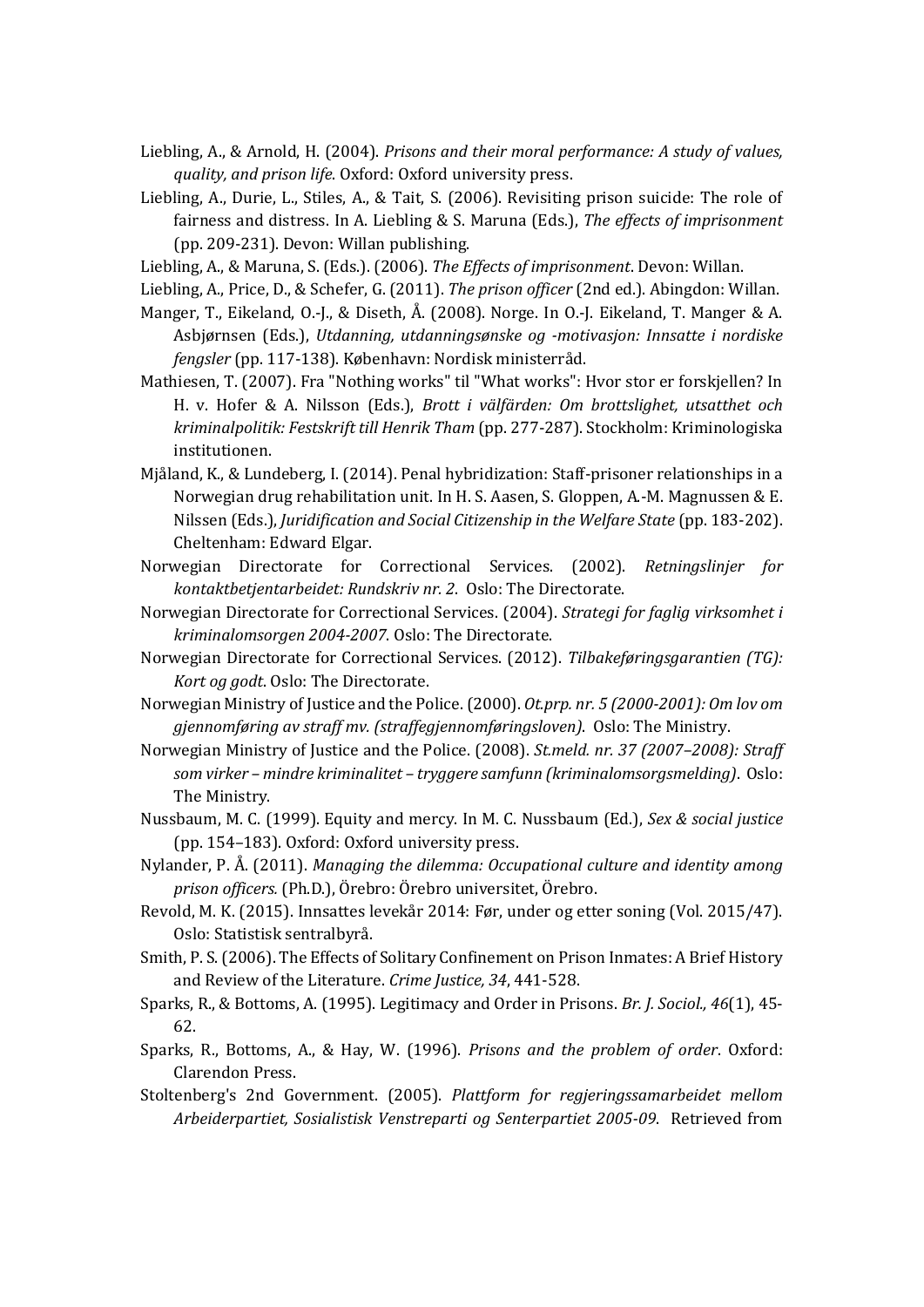Liebling, A., & Arnold, H. (2004). *Prisons and their moral performance: A study of values, quality, and prison life*. Oxford: Oxford university press.

Liebling, A., Durie, L., Stiles, A., & Tait, S. (2006). Revisiting prison suicide: The role of fairness and distress. In A. Liebling & S. Maruna (Eds.), *The effects of imprisonment* (pp. 209-231). Devon: Willan publishing.

Liebling, A., & Maruna, S. (Eds.). (2006). *The Effects of imprisonment*. Devon: Willan.

Liebling, A., Price, D., & Schefer, G. (2011). *The prison officer* (2nd ed.). Abingdon: Willan.

Manger, T., Eikeland, O.-J., & Diseth, Å. (2008). Norge. In O.-J. Eikeland, T. Manger & A. Asbjørnsen (Eds.), *Utdanning, utdanningsønske og -motivasjon: Innsatte i nordiske fengsler* (pp. 117-138). København: Nordisk ministerråd.

Mathiesen, T. (2007). Fra "Nothing works" til "What works": Hvor stor er forskjellen? In H. v. Hofer & A. Nilsson (Eds.), *Brott i välfärden: Om brottslighet, utsatthet och kriminalpolitik: Festskrift till Henrik Tham* (pp. 277-287). Stockholm: Kriminologiska institutionen.

Mjåland, K., & Lundeberg, I. (2014). Penal hybridization: Staff-prisoner relationships in a Norwegian drug rehabilitation unit. In H. S. Aasen, S. Gloppen, A.-M. Magnussen & E. Nilssen (Eds.), *Juridification and Social Citizenship in the Welfare State* (pp. 183-202). Cheltenham: Edward Elgar.

Norwegian Directorate for Correctional Services. (2002). *Retningslinjer for kontaktbetjentarbeidet: Rundskriv nr. 2*. Oslo: The Directorate.

Norwegian Directorate for Correctional Services. (2004). *Strategi for faglig virksomhet i kriminalomsorgen 2004-2007*. Oslo: The Directorate.

Norwegian Directorate for Correctional Services. (2012). *Tilbakeføringsgarantien (TG): Kort og godt*. Oslo: The Directorate.

Norwegian Ministry of Justice and the Police. (2000). *Ot.prp. nr. 5 (2000-2001): Om lov om gjennomføring av straff mv. (straffegjennomføringsloven)*. Oslo: The Ministry.

Norwegian Ministry of Justice and the Police. (2008). *St.meld. nr. 37 (2007–2008): Straff som virker – mindre kriminalitet – tryggere samfunn (kriminalomsorgsmelding)*. Oslo: The Ministry.

Nussbaum, M. C. (1999). Equity and mercy. In M. C. Nussbaum (Ed.), *Sex & social justice* (pp. 154–183). Oxford: Oxford university press.

Nylander, P. Å. (2011). *Managing the dilemma: Occupational culture and identity among prison officers.* (Ph.D.), Örebro: Örebro universitet, Örebro.

Revold, M. K. (2015). Innsattes levekår 2014: Før, under og etter soning (Vol. 2015/47). Oslo: Statistisk sentralbyrå.

Smith, P. S. (2006). The Effects of Solitary Confinement on Prison Inmates: A Brief History and Review of the Literature. *Crime Justice, 34*, 441-528.

Sparks, R., & Bottoms, A. (1995). Legitimacy and Order in Prisons. *Br. J. Sociol., 46*(1), 45-62.

Sparks, R., Bottoms, A., & Hay, W. (1996). *Prisons and the problem of order*. Oxford: Clarendon Press.

Stoltenberg's 2nd Government. (2005). *Plattform for regjeringssamarbeidet mellom Arbeiderpartiet, Sosialistisk Venstreparti og Senterpartiet 2005-09*. Retrieved from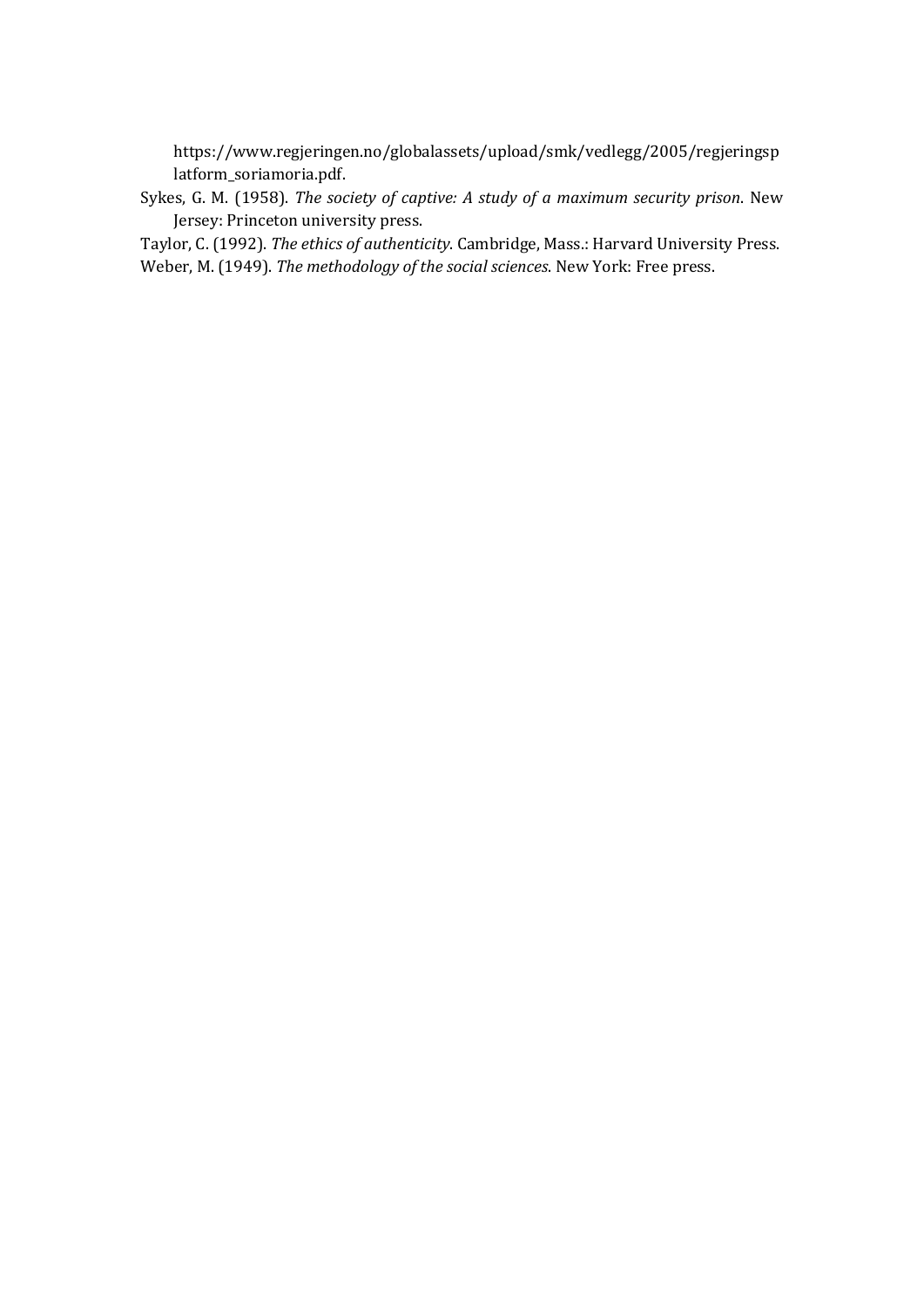https://www.regjeringen.no/globalassets/upload/smk/vedlegg/2005/regjeringsplatform_soriamoria.pdf.

Sykes, G. M. (1958). *The society of captive: A study of a maximum security prison*. New Jersey: Princeton university press.

Taylor, C. (1992). *The ethics of authenticity*. Cambridge, Mass.: Harvard University Press.

Weber, M. (1949). *The methodology of the social sciences*. New York: Free press.